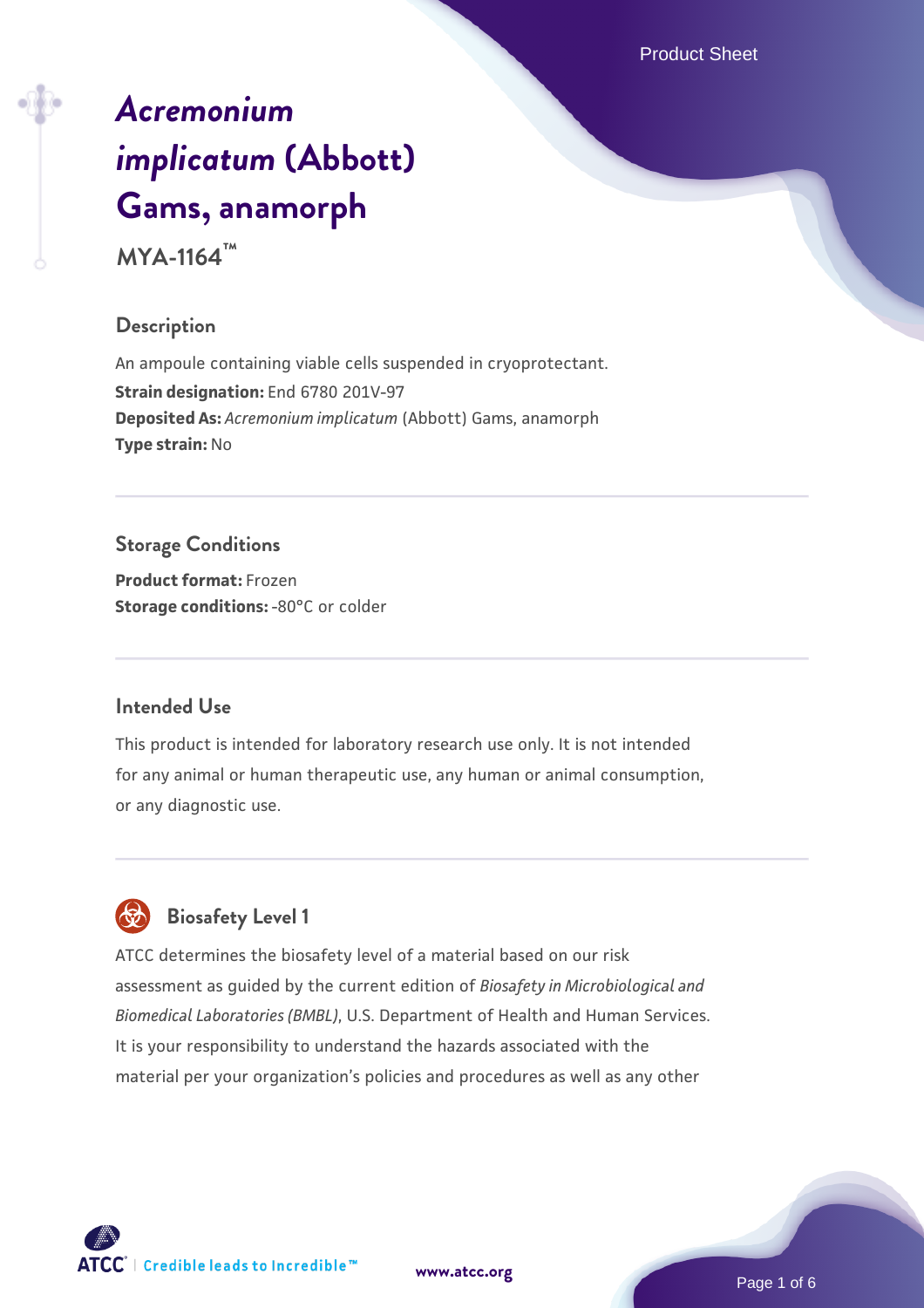# *Acremonium implicatum* (Abbott) Gams, anamorph

**MYA-1164™**

## Description

An ampoule containing viable cells suspended in cryoprotectant.

**Strain designation:** End 6780 201V-97

**Deposited As:** *Acremonium implicatum* (Abbott) Gams, anamorph

**Type strain:** No

## Storage Conditions

**Product format:** Frozen

**Storage conditions:** -80°C or colder

## Intended Use

This product is intended for laboratory research use only. It is not intended for any animal or human therapeutic use, any human or animal consumption, or any diagnostic use.

## Biosafety Level 1

ATCC determines the biosafety level of a material based on our risk assessment as guided by the current edition of *Biosafety in Microbiological and Biomedical Laboratories (BMBL)*, U.S. Department of Health and Human Services. It is your responsibility to understand the hazards associated with the material per your organization's policies and procedures as well as any other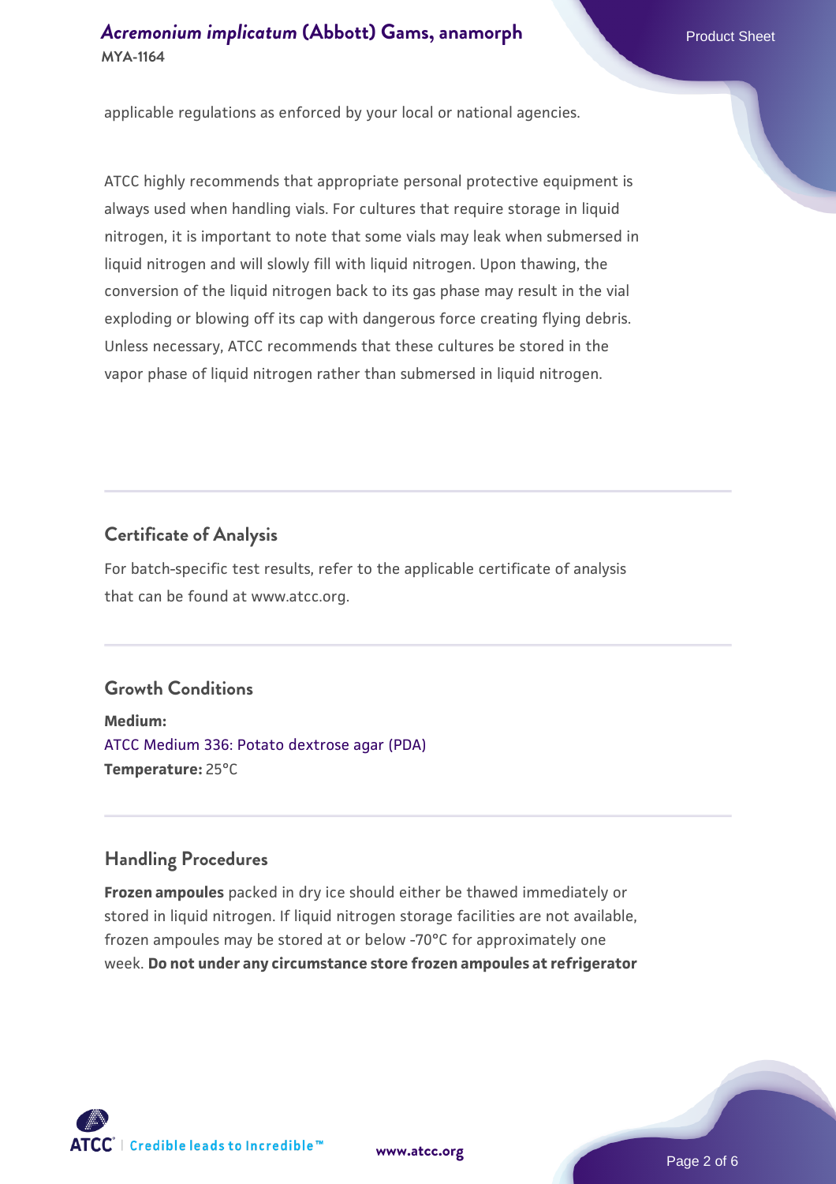applicable regulations as enforced by your local or national agencies.

ATCC highly recommends that appropriate personal protective equipment is always used when handling vials. For cultures that require storage in liquid nitrogen, it is important to note that some vials may leak when submersed in liquid nitrogen and will slowly fill with liquid nitrogen. Upon thawing, the conversion of the liquid nitrogen back to its gas phase may result in the vial exploding or blowing off its cap with dangerous force creating flying debris. Unless necessary, ATCC recommends that these cultures be stored in the vapor phase of liquid nitrogen rather than submersed in liquid nitrogen.

## Certificate of Analysis

For batch-specific test results, refer to the applicable certificate of analysis that can be found at www.atcc.org.

## Growth Conditions

**Medium:**
ATCC Medium 336: Potato dextrose agar (PDA)
**Temperature:** 25°C

## Handling Procedures

**Frozen ampoules** packed in dry ice should either be thawed immediately or stored in liquid nitrogen. If liquid nitrogen storage facilities are not available, frozen ampoules may be stored at or below -70°C for approximately one week. **Do not under any circumstance store frozen ampoules at refrigerator**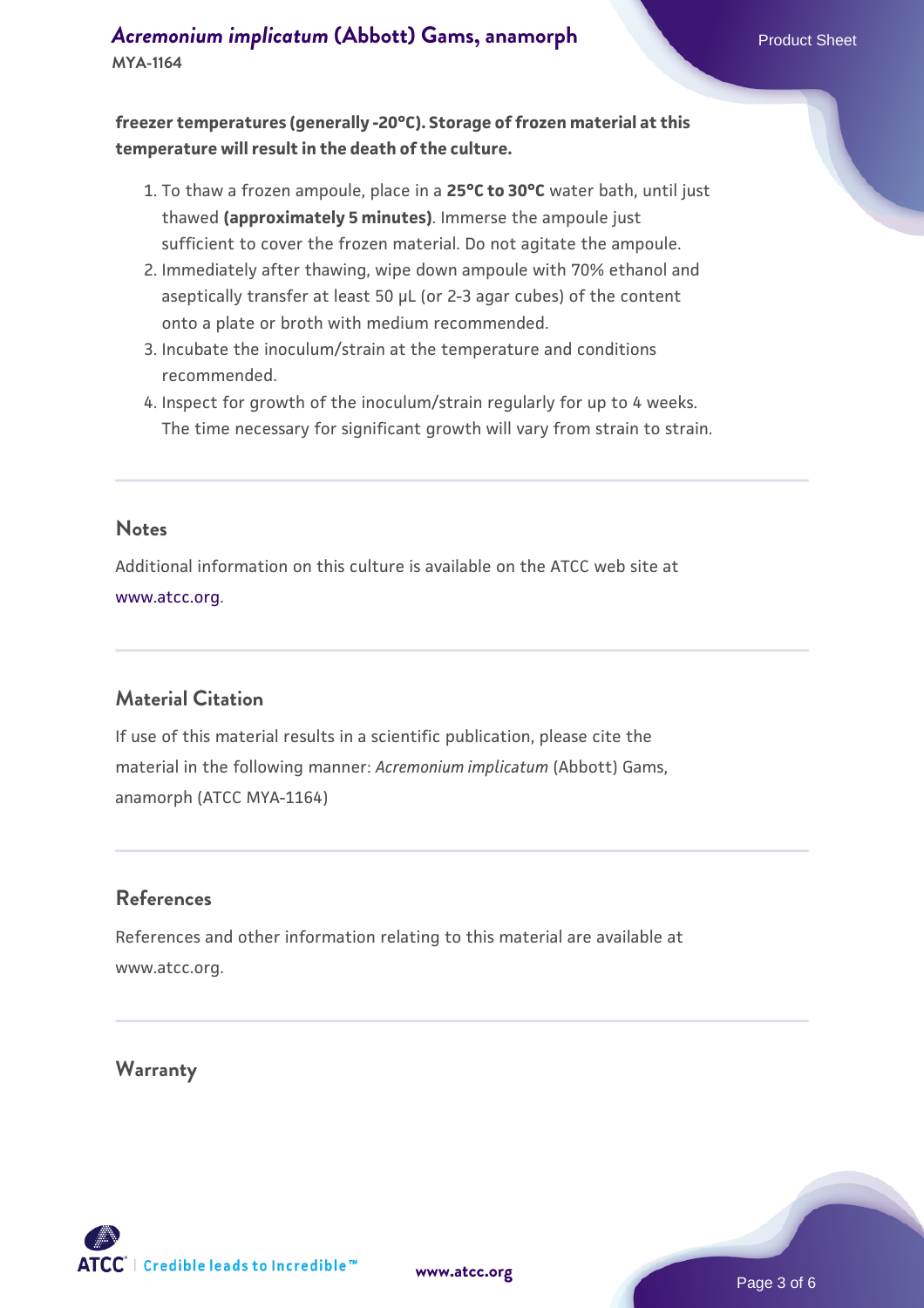**freezer temperatures (generally -20°C). Storage of frozen material at this temperature will result in the death of the culture.**

1. To thaw a frozen ampoule, place in a **25°C to 30°C** water bath, until just thawed **(approximately 5 minutes)**. Immerse the ampoule just sufficient to cover the frozen material. Do not agitate the ampoule.
2. Immediately after thawing, wipe down ampoule with 70% ethanol and aseptically transfer at least 50 µL (or 2-3 agar cubes) of the content onto a plate or broth with medium recommended.
3. Incubate the inoculum/strain at the temperature and conditions recommended.
4. Inspect for growth of the inoculum/strain regularly for up to 4 weeks. The time necessary for significant growth will vary from strain to strain.

## Notes

Additional information on this culture is available on the ATCC web site at www.atcc.org.

## Material Citation

If use of this material results in a scientific publication, please cite the material in the following manner: *Acremonium implicatum* (Abbott) Gams, anamorph (ATCC MYA-1164)

## References

References and other information relating to this material are available at www.atcc.org.

## Warranty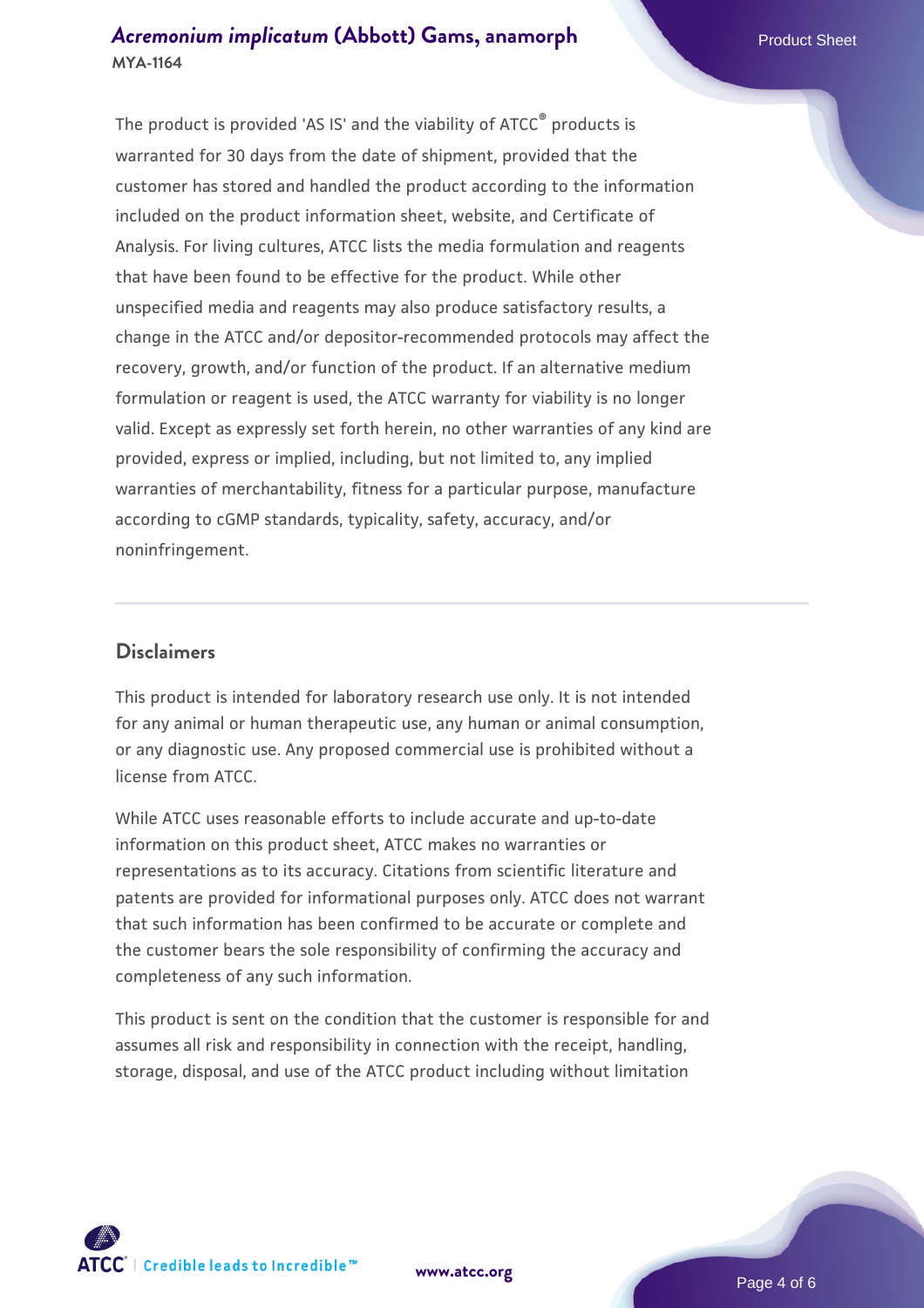The product is provided 'AS IS' and the viability of ATCC® products is warranted for 30 days from the date of shipment, provided that the customer has stored and handled the product according to the information included on the product information sheet, website, and Certificate of Analysis. For living cultures, ATCC lists the media formulation and reagents that have been found to be effective for the product. While other unspecified media and reagents may also produce satisfactory results, a change in the ATCC and/or depositor-recommended protocols may affect the recovery, growth, and/or function of the product. If an alternative medium formulation or reagent is used, the ATCC warranty for viability is no longer valid. Except as expressly set forth herein, no other warranties of any kind are provided, express or implied, including, but not limited to, any implied warranties of merchantability, fitness for a particular purpose, manufacture according to cGMP standards, typicality, safety, accuracy, and/or noninfringement.

## Disclaimers

This product is intended for laboratory research use only. It is not intended for any animal or human therapeutic use, any human or animal consumption, or any diagnostic use. Any proposed commercial use is prohibited without a license from ATCC.

While ATCC uses reasonable efforts to include accurate and up-to-date information on this product sheet, ATCC makes no warranties or representations as to its accuracy. Citations from scientific literature and patents are provided for informational purposes only. ATCC does not warrant that such information has been confirmed to be accurate or complete and the customer bears the sole responsibility of confirming the accuracy and completeness of any such information.

This product is sent on the condition that the customer is responsible for and assumes all risk and responsibility in connection with the receipt, handling, storage, disposal, and use of the ATCC product including without limitation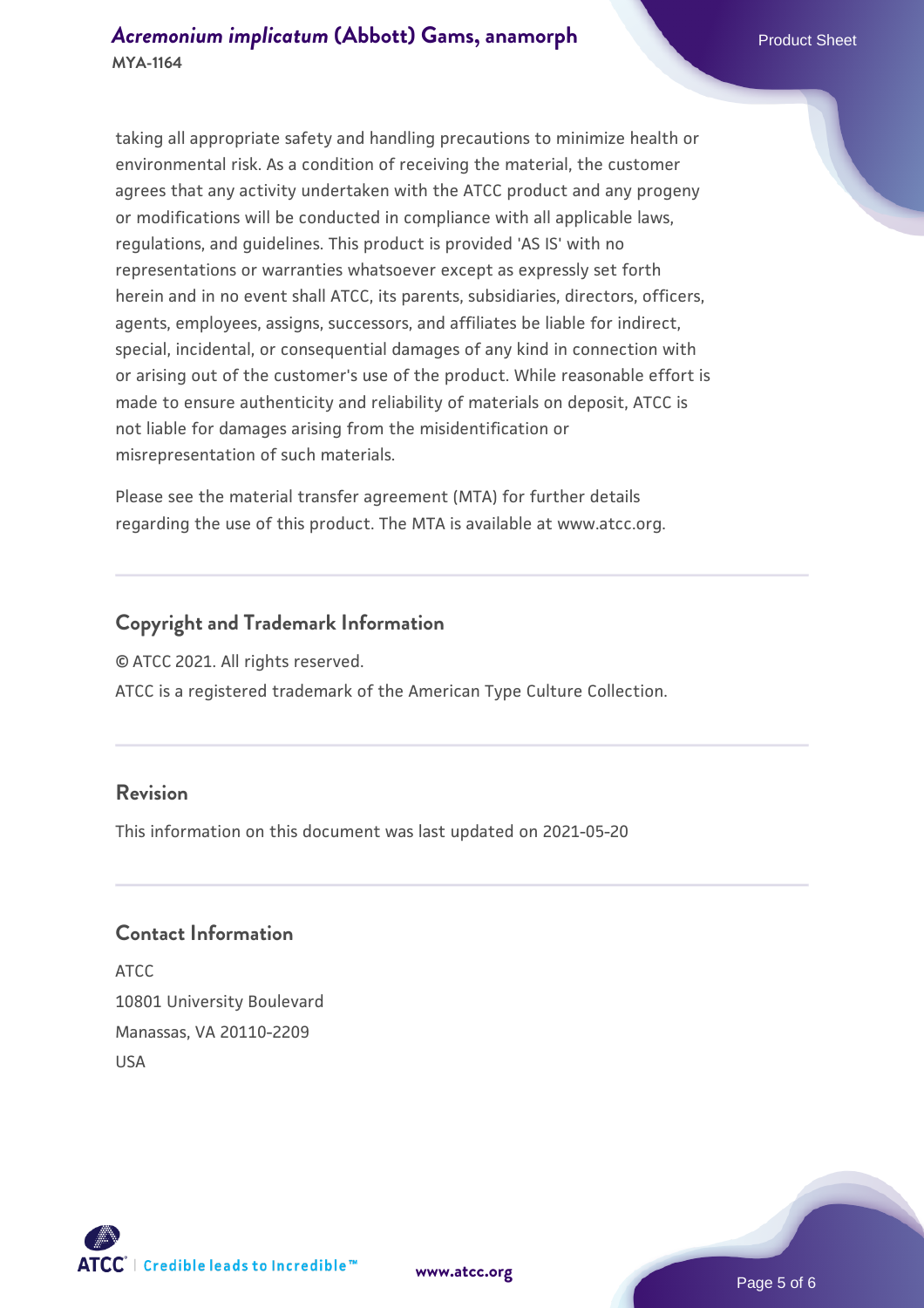taking all appropriate safety and handling precautions to minimize health or environmental risk. As a condition of receiving the material, the customer agrees that any activity undertaken with the ATCC product and any progeny or modifications will be conducted in compliance with all applicable laws, regulations, and guidelines. This product is provided 'AS IS' with no representations or warranties whatsoever except as expressly set forth herein and in no event shall ATCC, its parents, subsidiaries, directors, officers, agents, employees, assigns, successors, and affiliates be liable for indirect, special, incidental, or consequential damages of any kind in connection with or arising out of the customer's use of the product. While reasonable effort is made to ensure authenticity and reliability of materials on deposit, ATCC is not liable for damages arising from the misidentification or misrepresentation of such materials.

Please see the material transfer agreement (MTA) for further details regarding the use of this product. The MTA is available at www.atcc.org.

## Copyright and Trademark Information

© ATCC 2021. All rights reserved.
ATCC is a registered trademark of the American Type Culture Collection.

## Revision

This information on this document was last updated on 2021-05-20

## Contact Information

ATCC
10801 University Boulevard
Manassas, VA 20110-2209
USA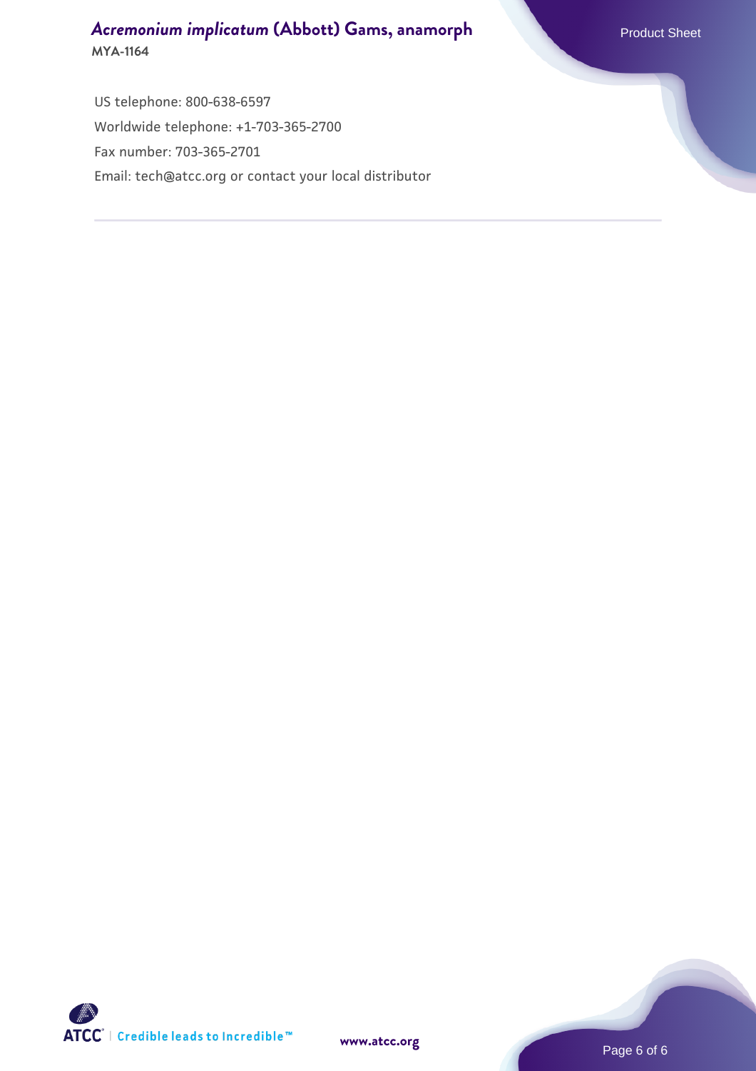US telephone: 800-638-6597

Worldwide telephone: +1-703-365-2700

Fax number: 703-365-2701

Email: tech@atcc.org or contact your local distributor